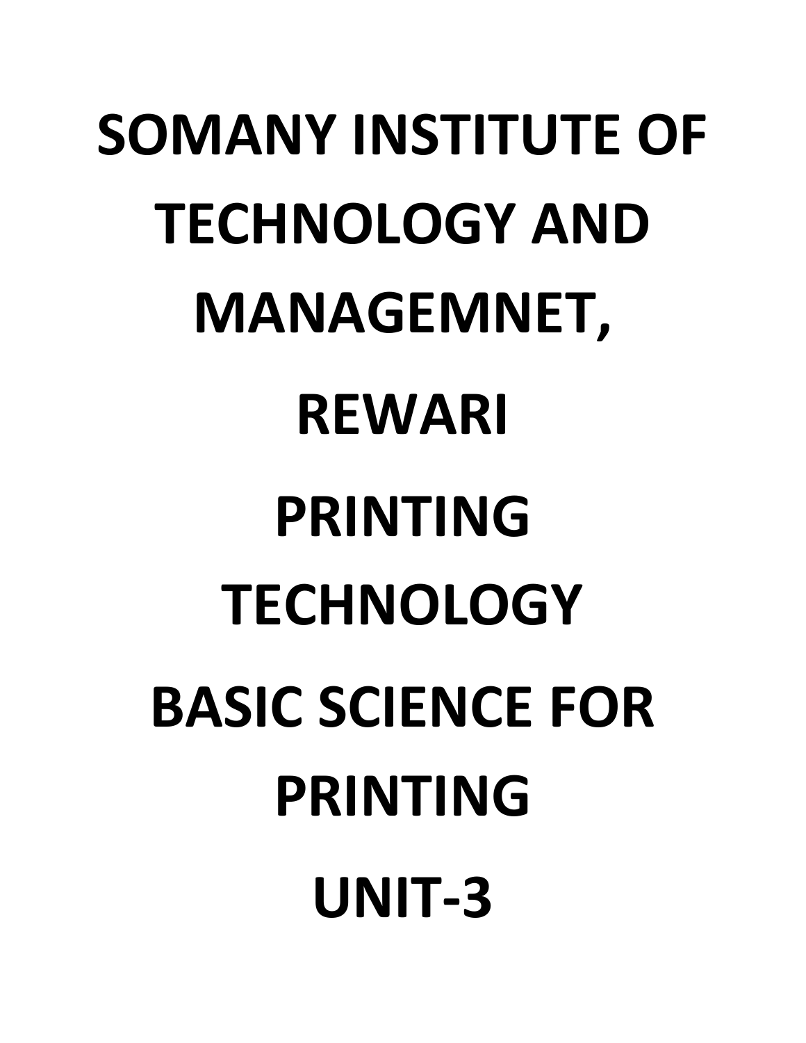# SOMANY INSTITUTE OF TECHNOLOGY AND MANAGEMNET, REWARI

# PRINTING TECHNOLOGY

# BASIC SCIENCE FOR PRINTING

# UNIT-3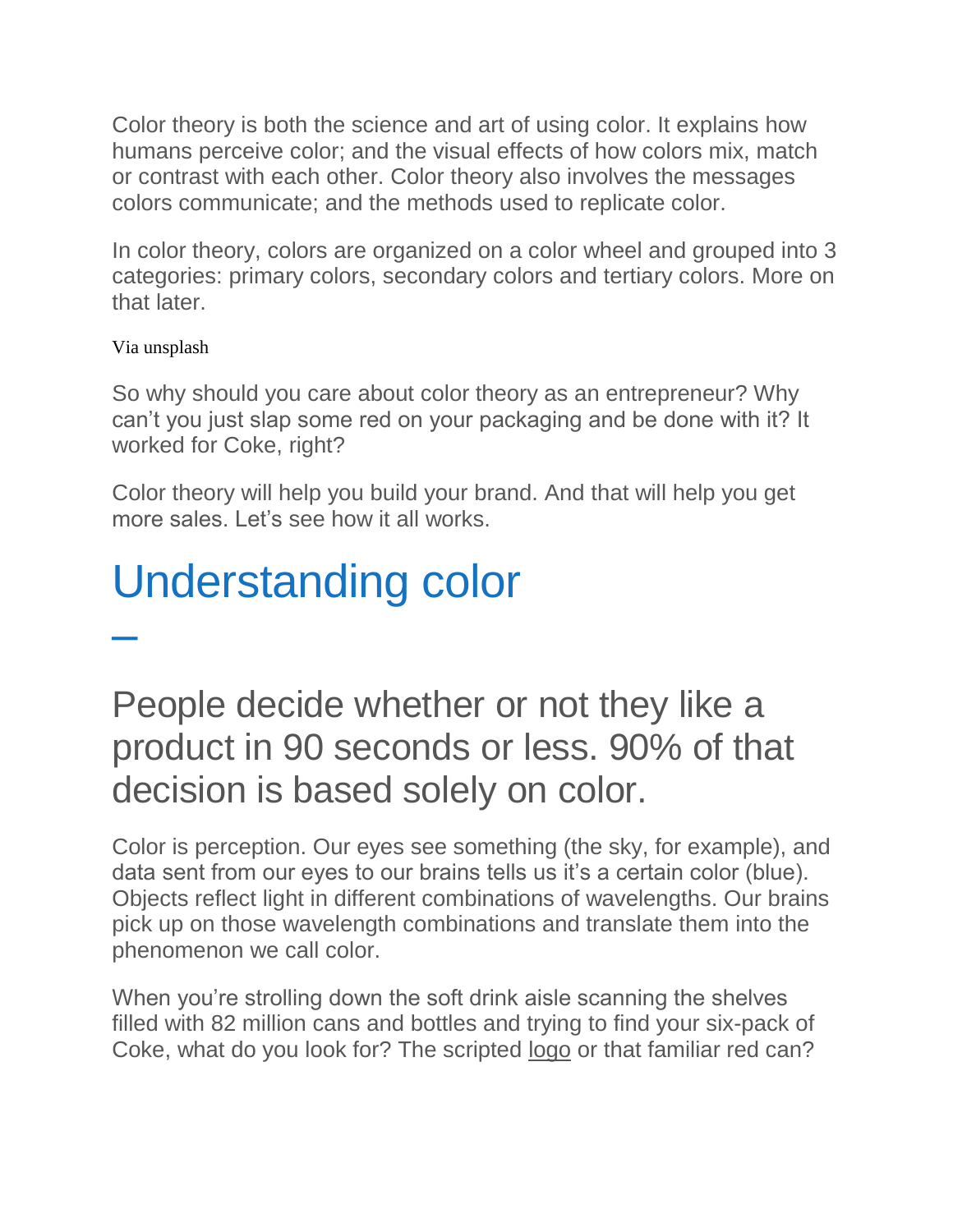Color theory is both the science and art of using color. It explains how humans perceive color; and the visual effects of how colors mix, match or contrast with each other. Color theory also involves the messages colors communicate; and the methods used to replicate color.

In color theory, colors are organized on a color wheel and grouped into 3 categories: primary colors, secondary colors and tertiary colors. More on that later.

Via unsplash

So why should you care about color theory as an entrepreneur? Why can't you just slap some red on your packaging and be done with it? It worked for Coke, right?

Color theory will help you build your brand. And that will help you get more sales. Let's see how it all works.

# Understanding color

## People decide whether or not they like a product in 90 seconds or less. 90% of that decision is based solely on color.

Color is perception. Our eyes see something (the sky, for example), and data sent from our eyes to our brains tells us it's a certain color (blue). Objects reflect light in different combinations of wavelengths. Our brains pick up on those wavelength combinations and translate them into the phenomenon we call color.

When you're strolling down the soft drink aisle scanning the shelves filled with 82 million cans and bottles and trying to find your six-pack of Coke, what do you look for? The scripted logo or that familiar red can?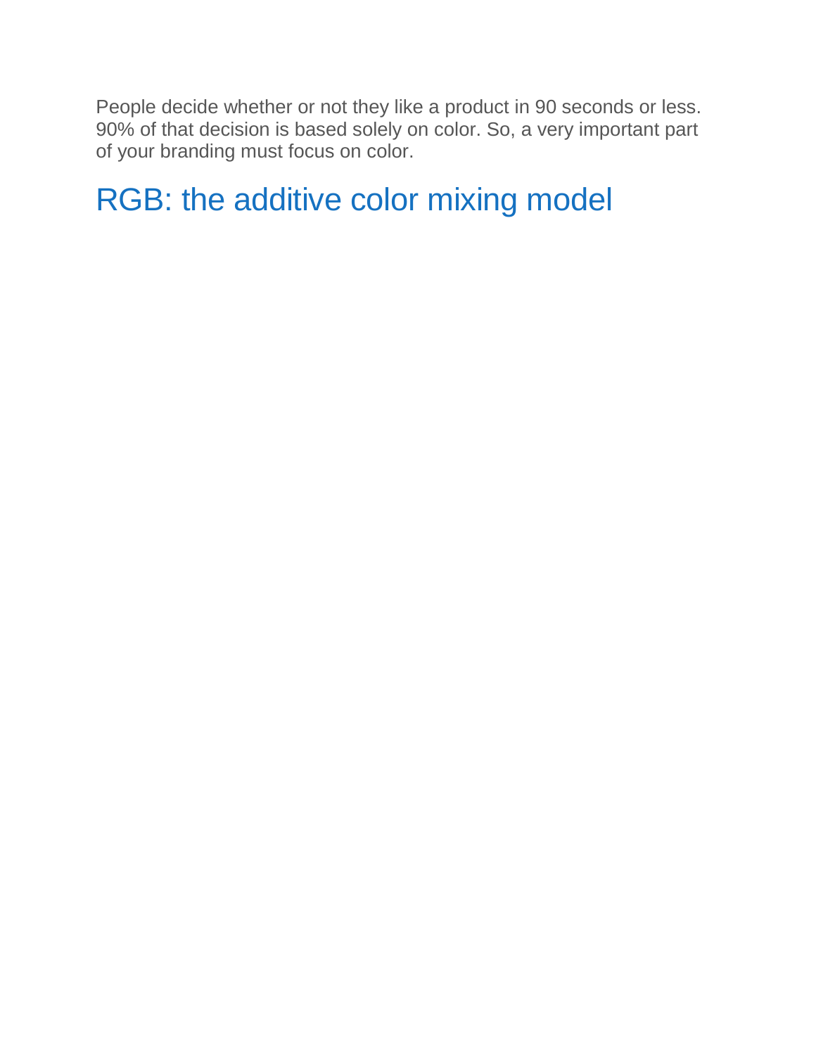People decide whether or not they like a product in 90 seconds or less. 90% of that decision is based solely on color. So, a very important part of your branding must focus on color.

## RGB: the additive color mixing model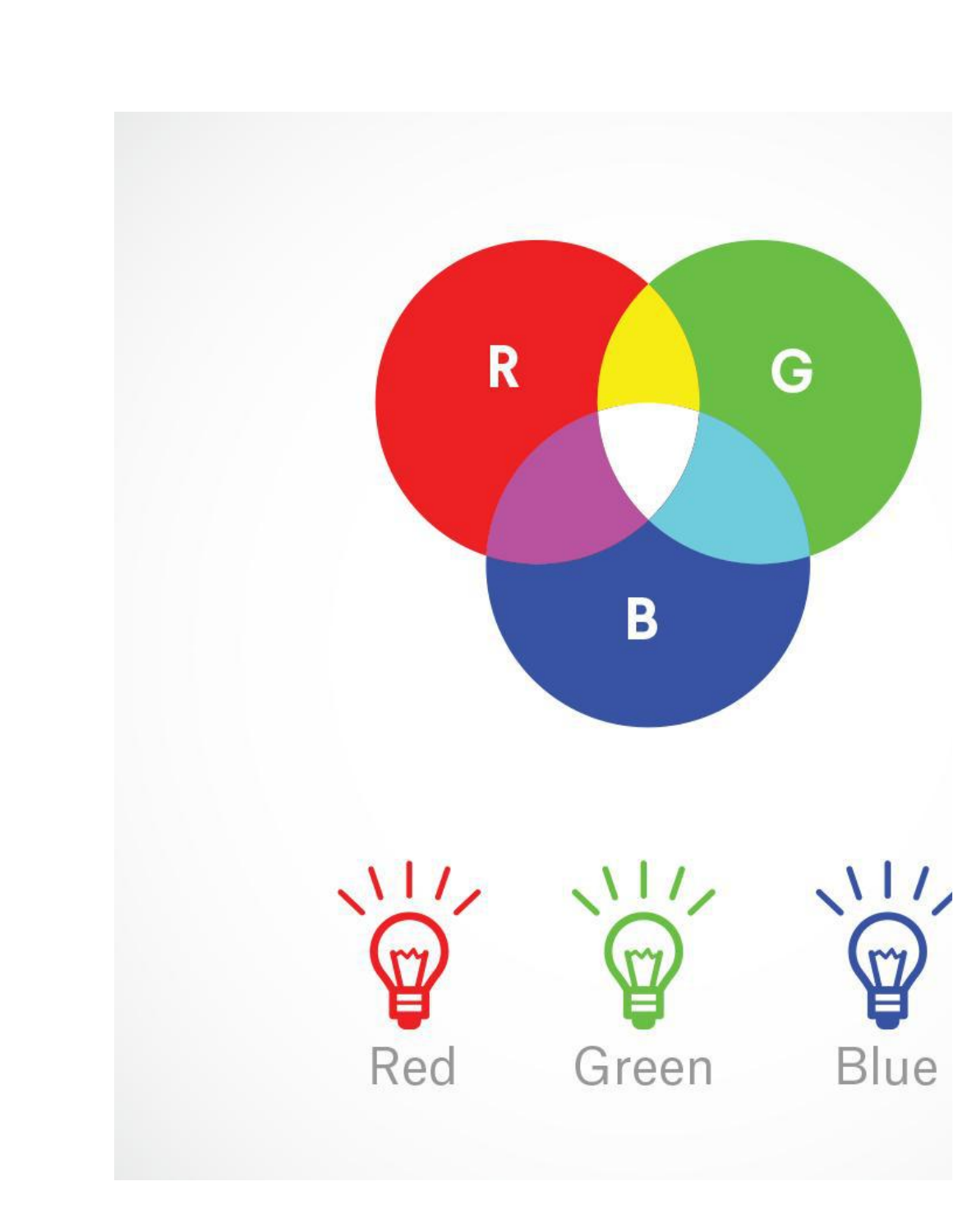R G B

Red Green Blue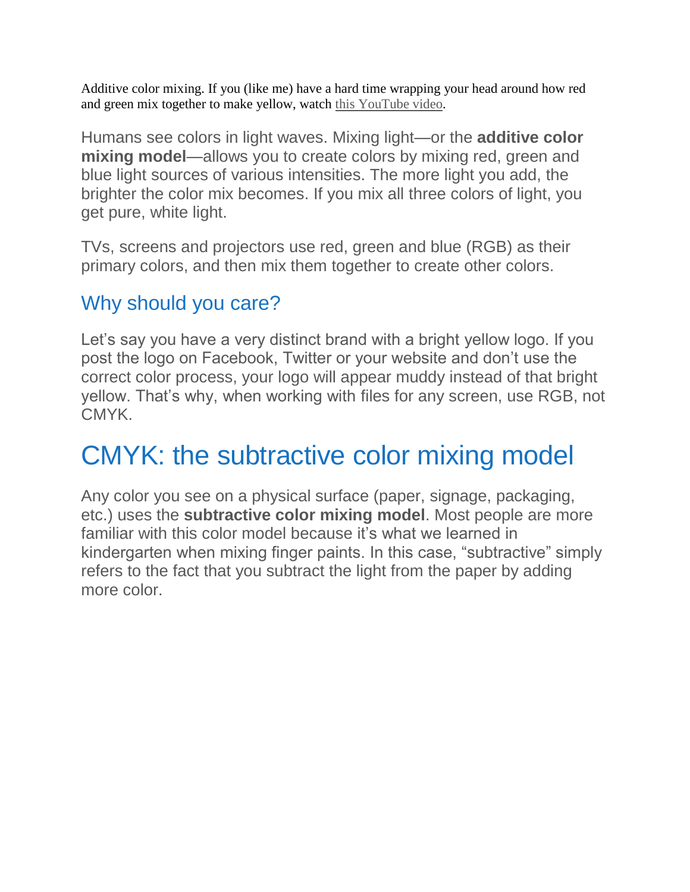Additive color mixing. If you (like me) have a hard time wrapping your head around how red and green mix together to make yellow, watch this YouTube video.

Humans see colors in light waves. Mixing light—or the **additive color mixing model**—allows you to create colors by mixing red, green and blue light sources of various intensities. The more light you add, the brighter the color mix becomes. If you mix all three colors of light, you get pure, white light.

TVs, screens and projectors use red, green and blue (RGB) as their primary colors, and then mix them together to create other colors.

## Why should you care?

Let's say you have a very distinct brand with a bright yellow logo. If you post the logo on Facebook, Twitter or your website and don't use the correct color process, your logo will appear muddy instead of that bright yellow. That's why, when working with files for any screen, use RGB, not CMYK.

# CMYK: the subtractive color mixing model

Any color you see on a physical surface (paper, signage, packaging, etc.) uses the **subtractive color mixing model**. Most people are more familiar with this color model because it's what we learned in kindergarten when mixing finger paints. In this case, "subtractive" simply refers to the fact that you subtract the light from the paper by adding more color.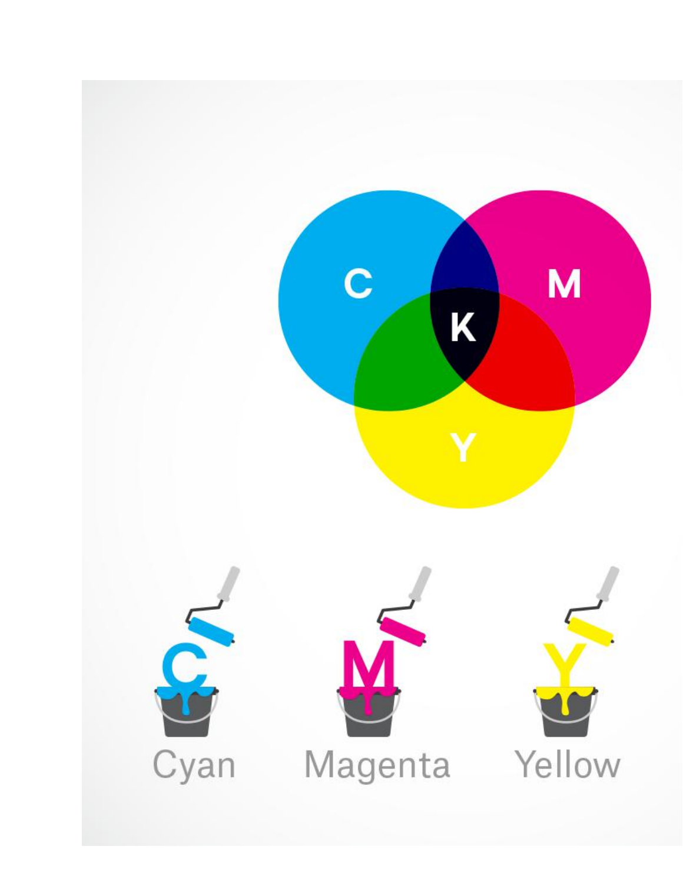C M K Y

Cyan Magenta Yellow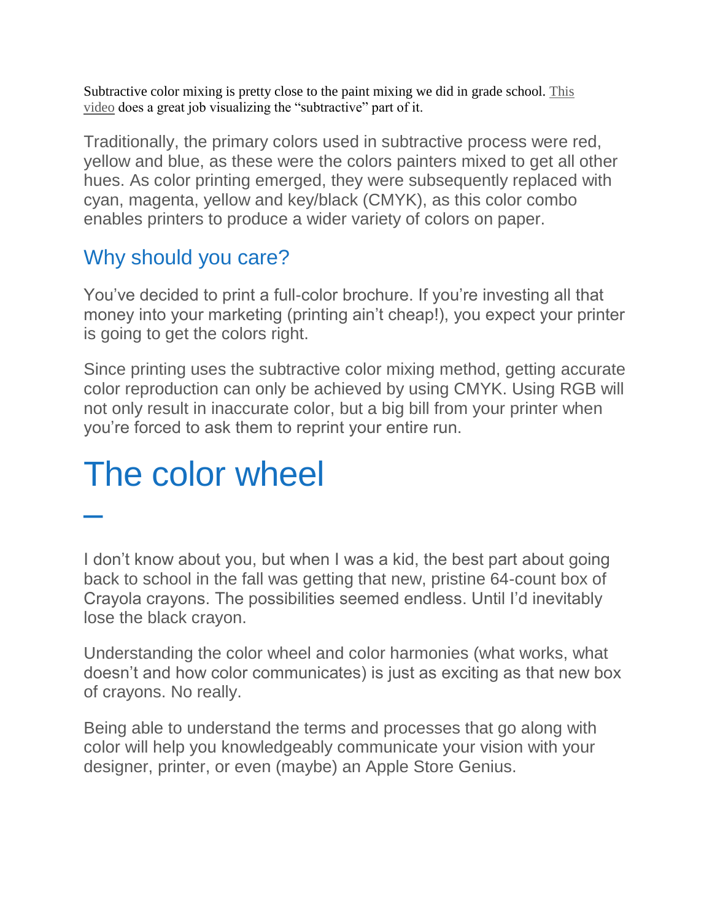Subtractive color mixing is pretty close to the paint mixing we did in grade school. This video does a great job visualizing the "subtractive" part of it.

Traditionally, the primary colors used in subtractive process were red, yellow and blue, as these were the colors painters mixed to get all other hues. As color printing emerged, they were subsequently replaced with cyan, magenta, yellow and key/black (CMYK), as this color combo enables printers to produce a wider variety of colors on paper.

## Why should you care?

You've decided to print a full-color brochure. If you're investing all that money into your marketing (printing ain't cheap!), you expect your printer is going to get the colors right.

Since printing uses the subtractive color mixing method, getting accurate color reproduction can only be achieved by using CMYK. Using RGB will not only result in inaccurate color, but a big bill from your printer when you're forced to ask them to reprint your entire run.

# The color wheel

I don't know about you, but when I was a kid, the best part about going back to school in the fall was getting that new, pristine 64-count box of Crayola crayons. The possibilities seemed endless. Until I'd inevitably lose the black crayon.

Understanding the color wheel and color harmonies (what works, what doesn't and how color communicates) is just as exciting as that new box of crayons. No really.

Being able to understand the terms and processes that go along with color will help you knowledgeably communicate your vision with your designer, printer, or even (maybe) an Apple Store Genius.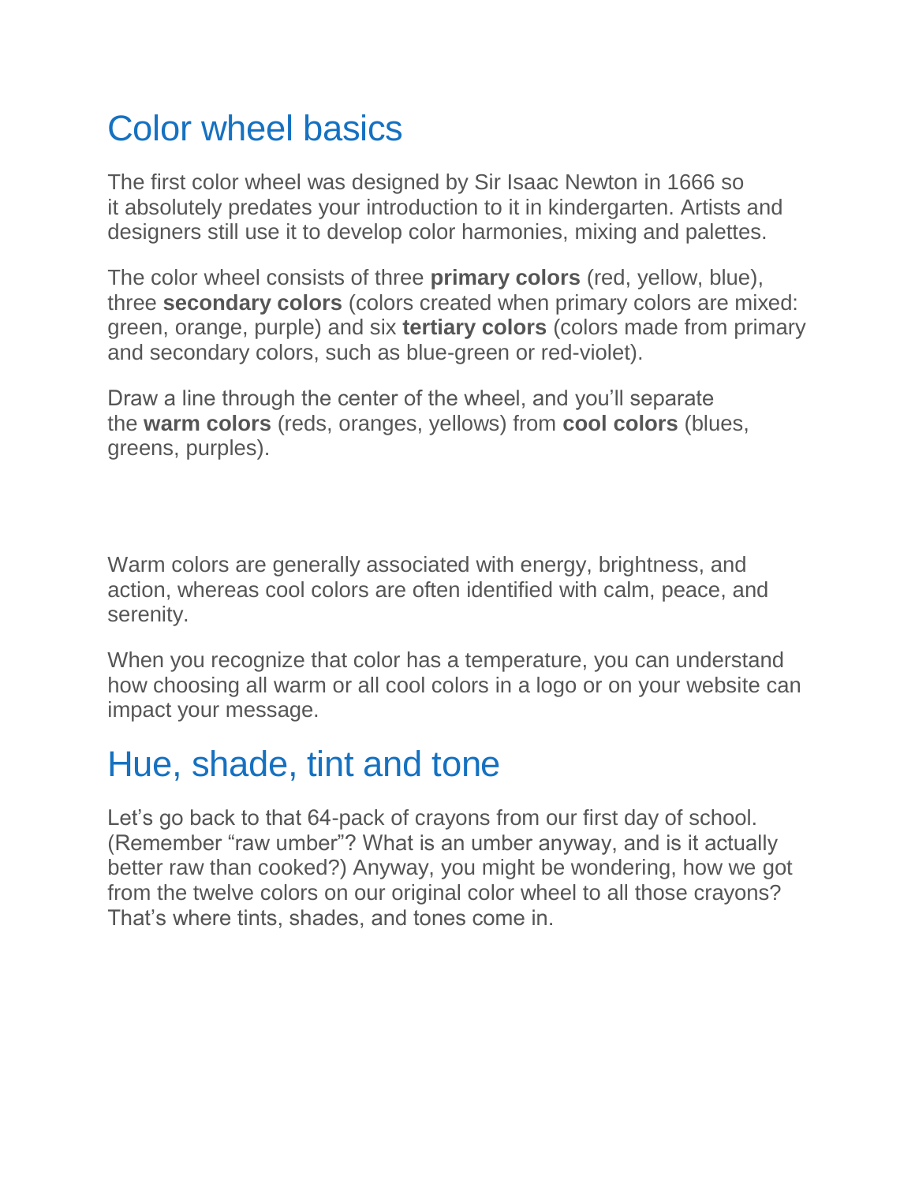## Color wheel basics

The first color wheel was designed by Sir Isaac Newton in 1666 so it absolutely predates your introduction to it in kindergarten. Artists and designers still use it to develop color harmonies, mixing and palettes.

The color wheel consists of three **primary colors** (red, yellow, blue), three **secondary colors** (colors created when primary colors are mixed: green, orange, purple) and six **tertiary colors** (colors made from primary and secondary colors, such as blue-green or red-violet).

Draw a line through the center of the wheel, and you'll separate the **warm colors** (reds, oranges, yellows) from **cool colors** (blues, greens, purples).

Warm colors are generally associated with energy, brightness, and action, whereas cool colors are often identified with calm, peace, and serenity.

When you recognize that color has a temperature, you can understand how choosing all warm or all cool colors in a logo or on your website can impact your message.

## Hue, shade, tint and tone

Let's go back to that 64-pack of crayons from our first day of school. (Remember "raw umber"? What is an umber anyway, and is it actually better raw than cooked?) Anyway, you might be wondering, how we got from the twelve colors on our original color wheel to all those crayons? That's where tints, shades, and tones come in.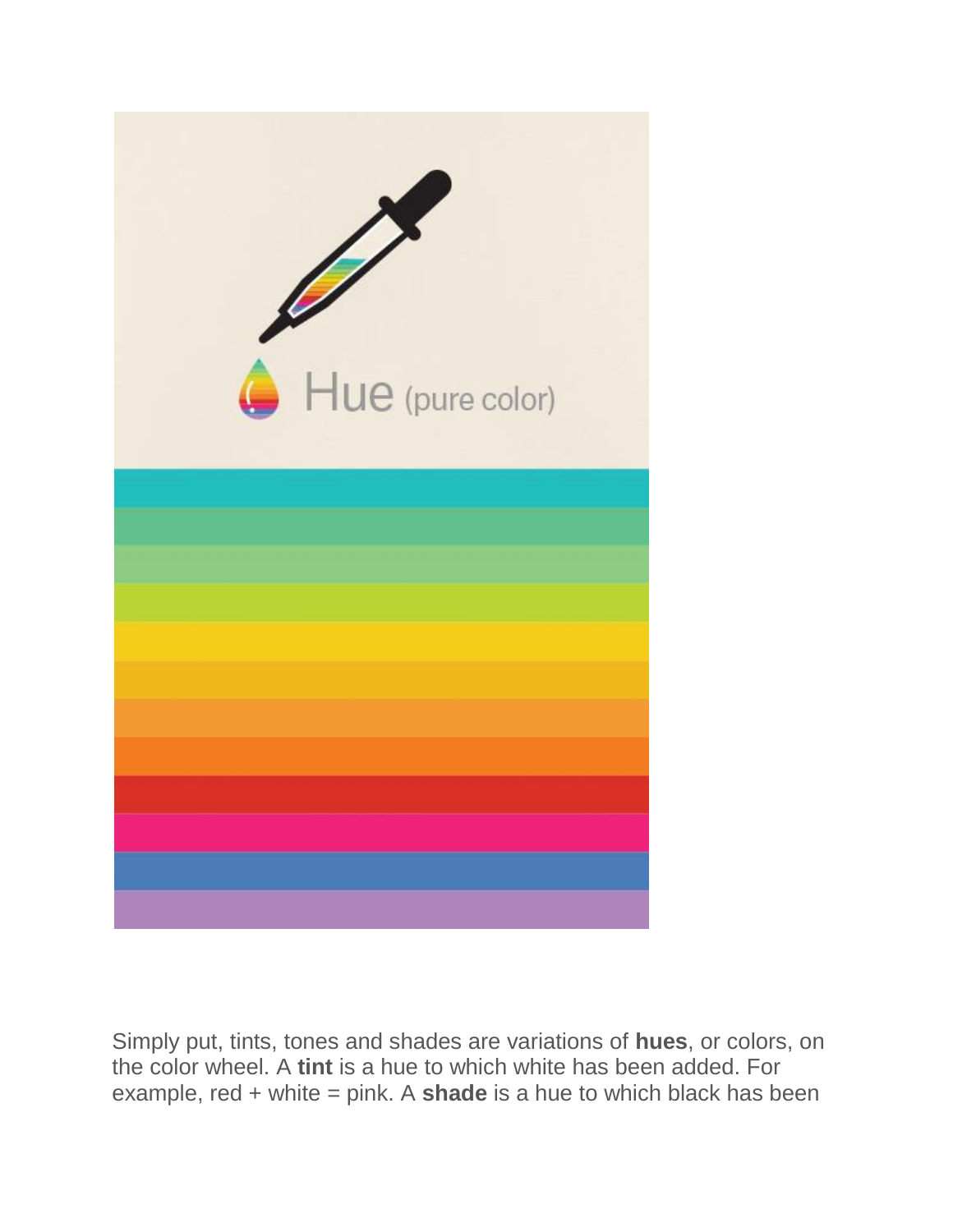Simply put, tints, tones and shades are variations of **hues**, or colors, on the color wheel. A **tint** is a hue to which white has been added. For example, red + white = pink. A **shade** is a hue to which black has been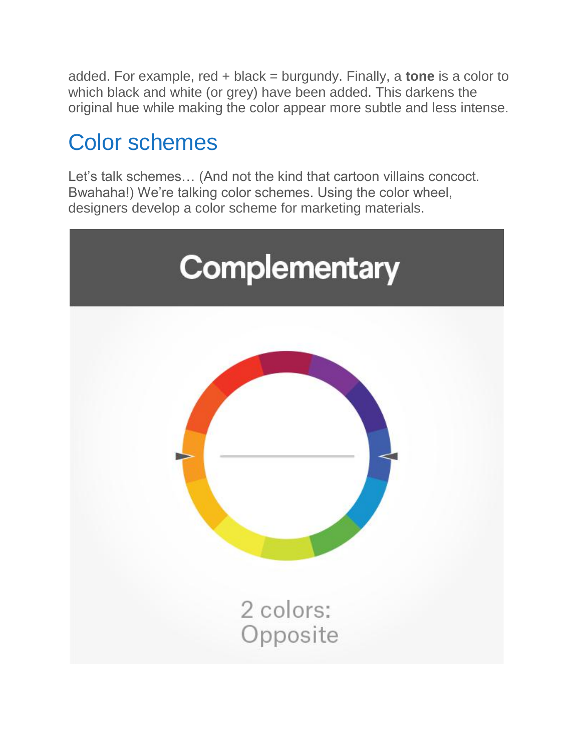added. For example, red + black = burgundy. Finally, a **tone** is a color to which black and white (or grey) have been added. This darkens the original hue while making the color appear more subtle and less intense.

## Color schemes

Let's talk schemes… (And not the kind that cartoon villains concoct. Bwahaha!) We're talking color schemes. Using the color wheel, designers develop a color scheme for marketing materials.

**Complementary**

2 colors: Opposite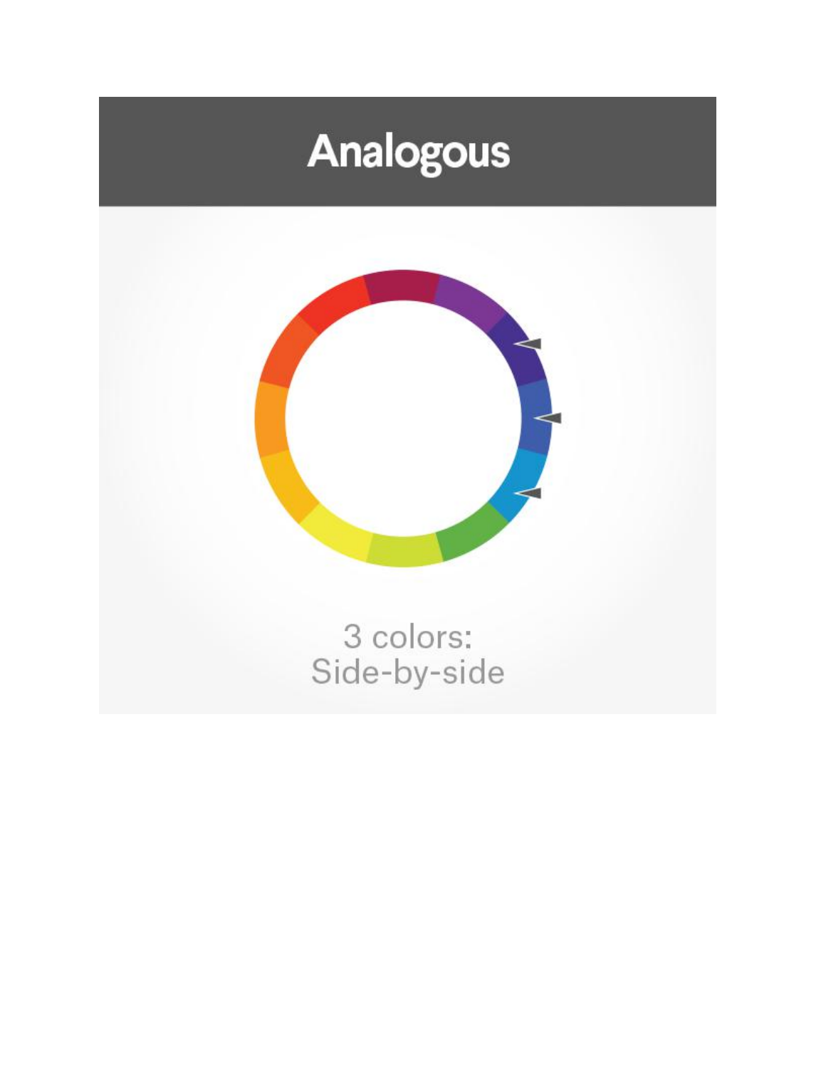# Analogous

3 colors:
Side-by-side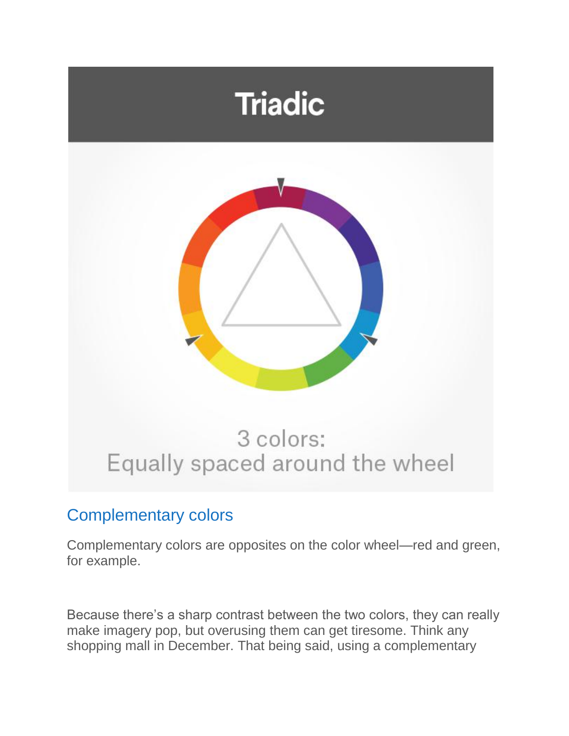Triadic

3 colors:
Equally spaced around the wheel

## Complementary colors

Complementary colors are opposites on the color wheel—red and green, for example.

Because there's a sharp contrast between the two colors, they can really make imagery pop, but overusing them can get tiresome. Think any shopping mall in December. That being said, using a complementary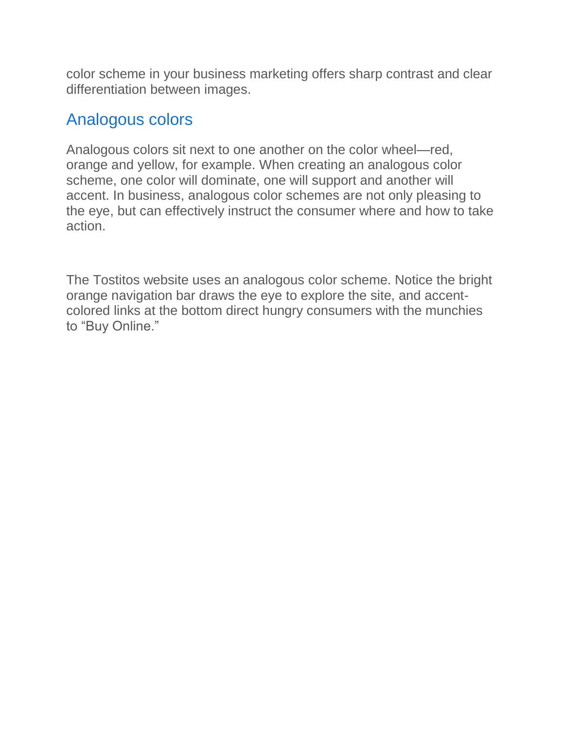color scheme in your business marketing offers sharp contrast and clear differentiation between images.

## Analogous colors

Analogous colors sit next to one another on the color wheel—red, orange and yellow, for example. When creating an analogous color scheme, one color will dominate, one will support and another will accent. In business, analogous color schemes are not only pleasing to the eye, but can effectively instruct the consumer where and how to take action.

The Tostitos website uses an analogous color scheme. Notice the bright orange navigation bar draws the eye to explore the site, and accent-colored links at the bottom direct hungry consumers with the munchies to "Buy Online."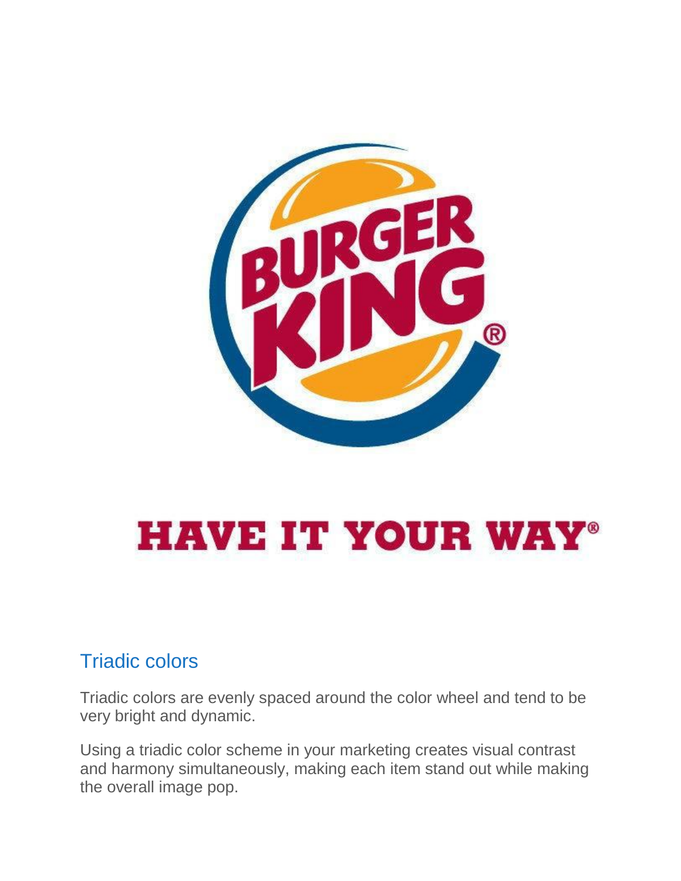## Triadic colors

Triadic colors are evenly spaced around the color wheel and tend to be very bright and dynamic.

Using a triadic color scheme in your marketing creates visual contrast and harmony simultaneously, making each item stand out while making the overall image pop.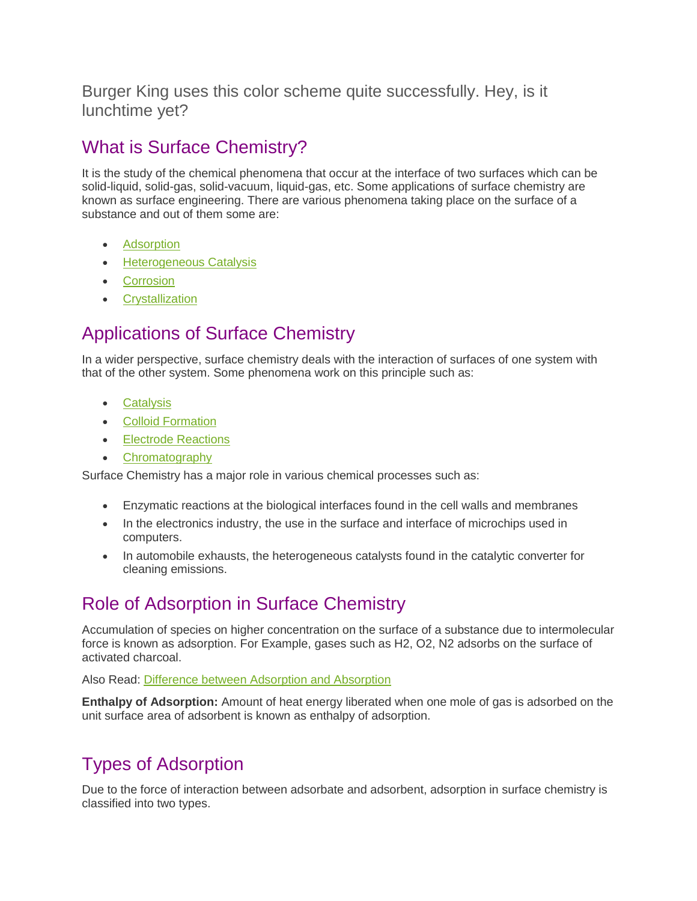Burger King uses this color scheme quite successfully. Hey, is it lunchtime yet?

## What is Surface Chemistry?

It is the study of the chemical phenomena that occur at the interface of two surfaces which can be solid-liquid, solid-gas, solid-vacuum, liquid-gas, etc. Some applications of surface chemistry are known as surface engineering. There are various phenomena taking place on the surface of a substance and out of them some are:

- Adsorption
- Heterogeneous Catalysis
- Corrosion
- Crystallization

## Applications of Surface Chemistry

In a wider perspective, surface chemistry deals with the interaction of surfaces of one system with that of the other system. Some phenomena work on this principle such as:

- Catalysis
- Colloid Formation
- Electrode Reactions
- Chromatography

Surface Chemistry has a major role in various chemical processes such as:

- Enzymatic reactions at the biological interfaces found in the cell walls and membranes
- In the electronics industry, the use in the surface and interface of microchips used in computers.
- In automobile exhausts, the heterogeneous catalysts found in the catalytic converter for cleaning emissions.

## Role of Adsorption in Surface Chemistry

Accumulation of species on higher concentration on the surface of a substance due to intermolecular force is known as adsorption. For Example, gases such as $H_2$, $O_2$, $N_2$ adsorbs on the surface of activated charcoal.

Also Read: Difference between Adsorption and Absorption

**Enthalpy of Adsorption:** Amount of heat energy liberated when one mole of gas is adsorbed on the unit surface area of adsorbent is known as enthalpy of adsorption.

## Types of Adsorption

Due to the force of interaction between adsorbate and adsorbent, adsorption in surface chemistry is classified into two types.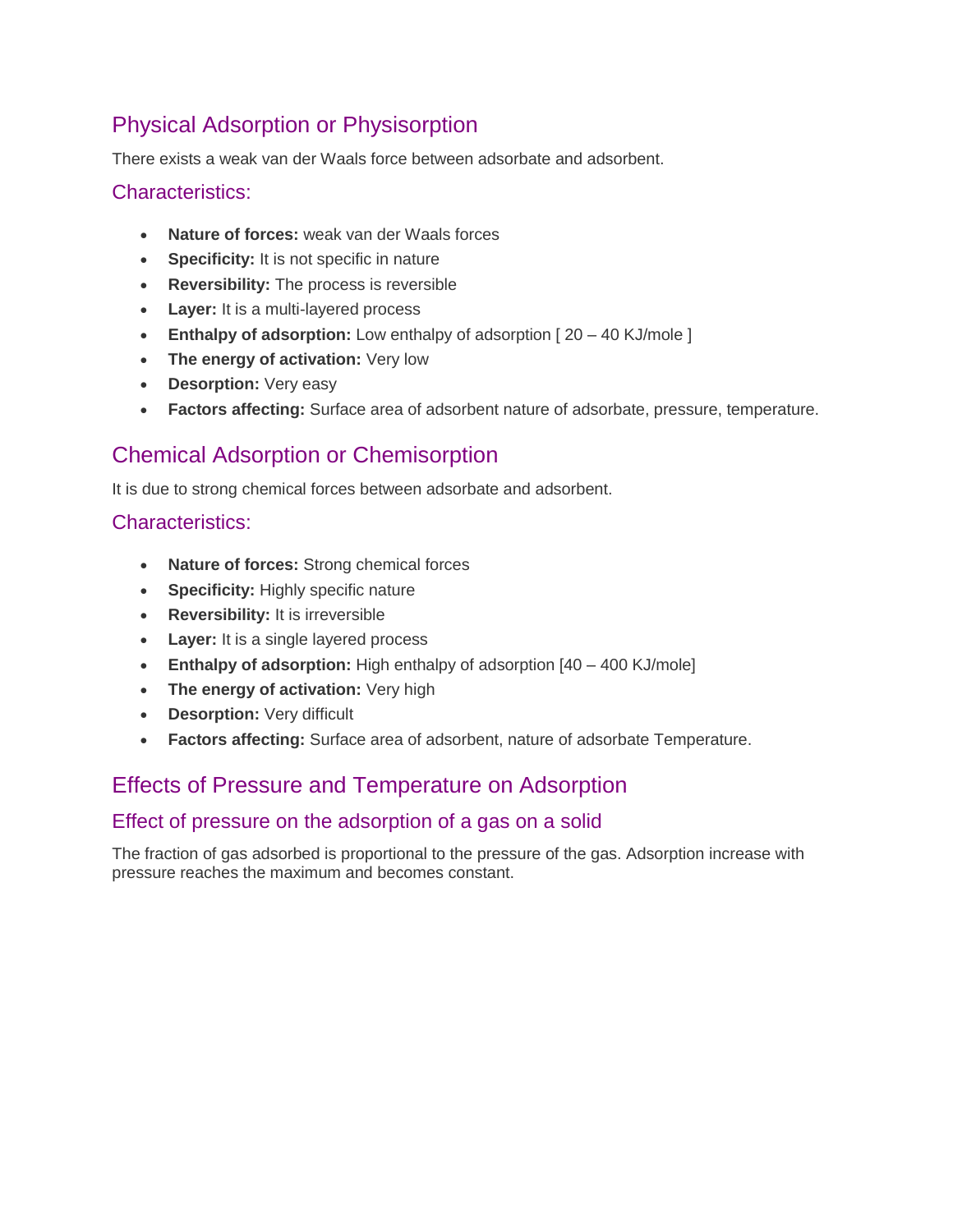## Physical Adsorption or Physisorption

There exists a weak van der Waals force between adsorbate and adsorbent.

### Characteristics:

- **Nature of forces:** weak van der Waals forces
- **Specificity:** It is not specific in nature
- **Reversibility:** The process is reversible
- **Layer:** It is a multi-layered process
- **Enthalpy of adsorption:** Low enthalpy of adsorption [ 20 – 40 KJ/mole ]
- **The energy of activation:** Very low
- **Desorption:** Very easy
- **Factors affecting:** Surface area of adsorbent nature of adsorbate, pressure, temperature.

## Chemical Adsorption or Chemisorption

It is due to strong chemical forces between adsorbate and adsorbent.

### Characteristics:

- **Nature of forces:** Strong chemical forces
- **Specificity:** Highly specific nature
- **Reversibility:** It is irreversible
- **Layer:** It is a single layered process
- **Enthalpy of adsorption:** High enthalpy of adsorption [40 – 400 KJ/mole]
- **The energy of activation:** Very high
- **Desorption:** Very difficult
- **Factors affecting:** Surface area of adsorbent, nature of adsorbate Temperature.

## Effects of Pressure and Temperature on Adsorption

### Effect of pressure on the adsorption of a gas on a solid

The fraction of gas adsorbed is proportional to the pressure of the gas. Adsorption increase with pressure reaches the maximum and becomes constant.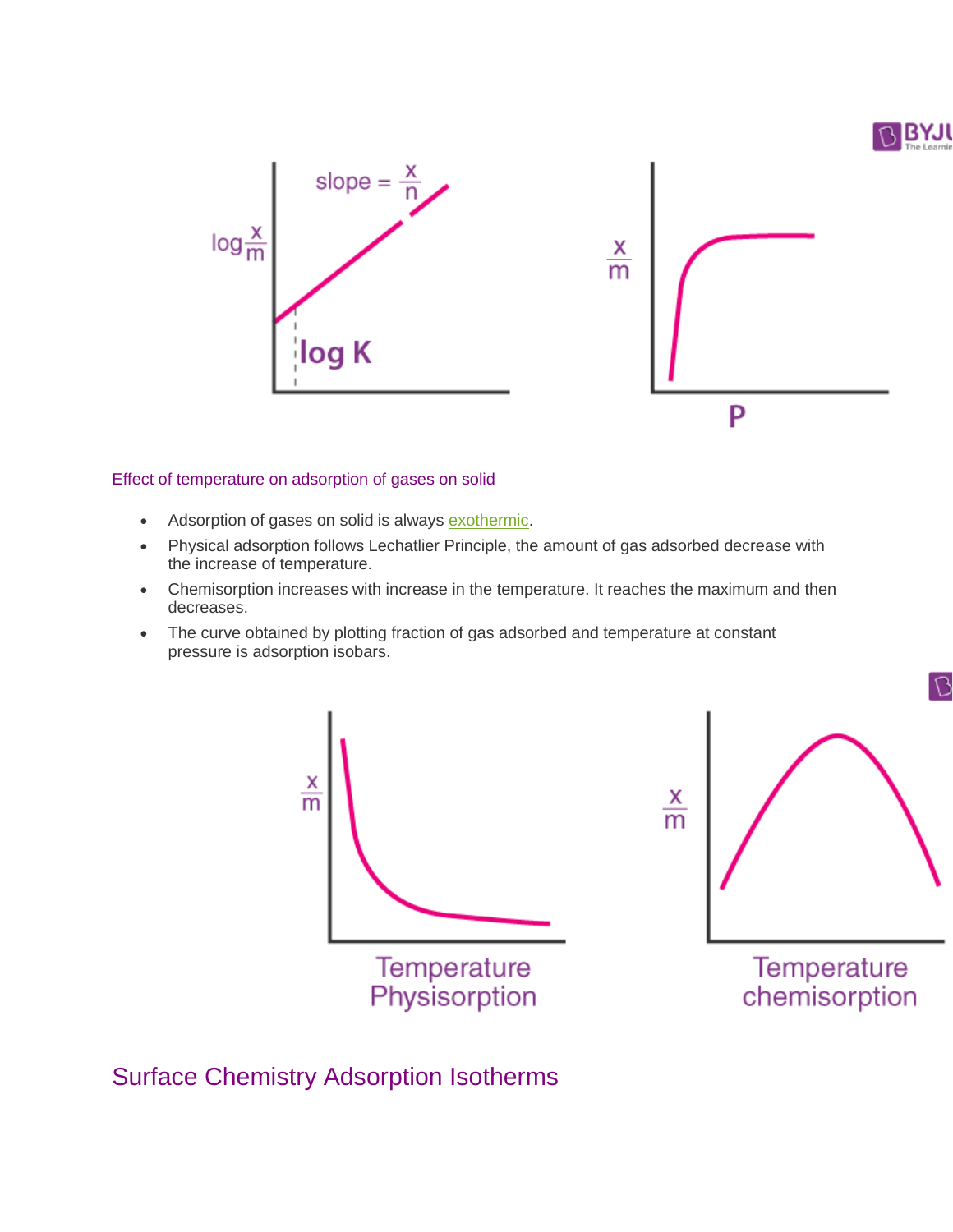Effect of temperature on adsorption of gases on solid

- Adsorption of gases on solid is always exothermic.
- Physical adsorption follows Lechatlier Principle, the amount of gas adsorbed decrease with the increase of temperature.
- Chemisorption increases with increase in the temperature. It reaches the maximum and then decreases.
- The curve obtained by plotting fraction of gas adsorbed and temperature at constant pressure is adsorption isobars.

## Surface Chemistry Adsorption Isotherms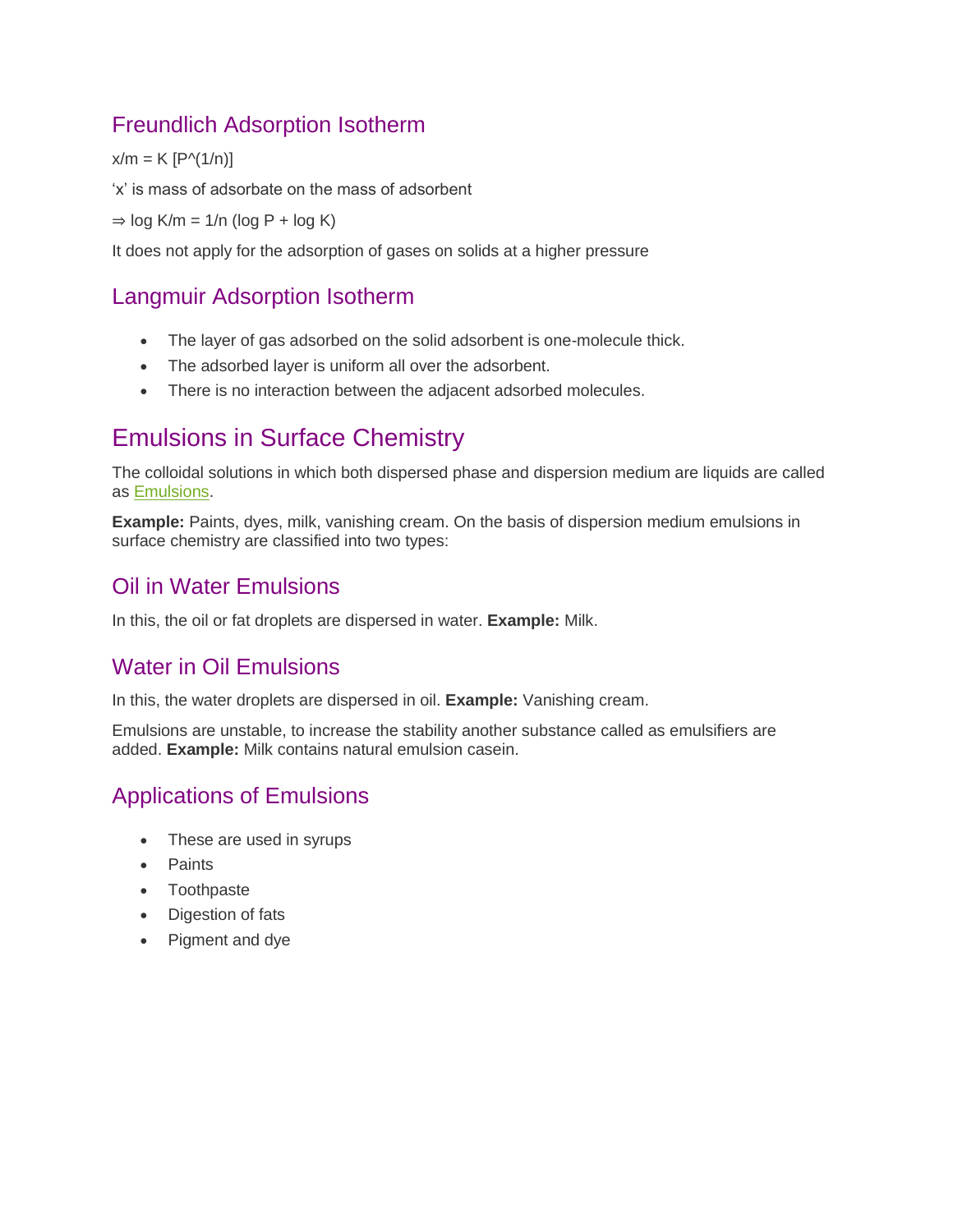## Freundlich Adsorption Isotherm

$x/m = K [P^{(1/n)}]$

'x' is mass of adsorbate on the mass of adsorbent

$\Rightarrow \log K/m = 1/n (\log P + \log K)$

It does not apply for the adsorption of gases on solids at a higher pressure

## Langmuir Adsorption Isotherm

- The layer of gas adsorbed on the solid adsorbent is one-molecule thick.
- The adsorbed layer is uniform all over the adsorbent.
- There is no interaction between the adjacent adsorbed molecules.

# Emulsions in Surface Chemistry

The colloidal solutions in which both dispersed phase and dispersion medium are liquids are called as Emulsions.

**Example:** Paints, dyes, milk, vanishing cream. On the basis of dispersion medium emulsions in surface chemistry are classified into two types:

## Oil in Water Emulsions

In this, the oil or fat droplets are dispersed in water. **Example:** Milk.

## Water in Oil Emulsions

In this, the water droplets are dispersed in oil. **Example:** Vanishing cream.

Emulsions are unstable, to increase the stability another substance called as emulsifiers are added. **Example:** Milk contains natural emulsion casein.

## Applications of Emulsions

- These are used in syrups
- Paints
- Toothpaste
- Digestion of fats
- Pigment and dye